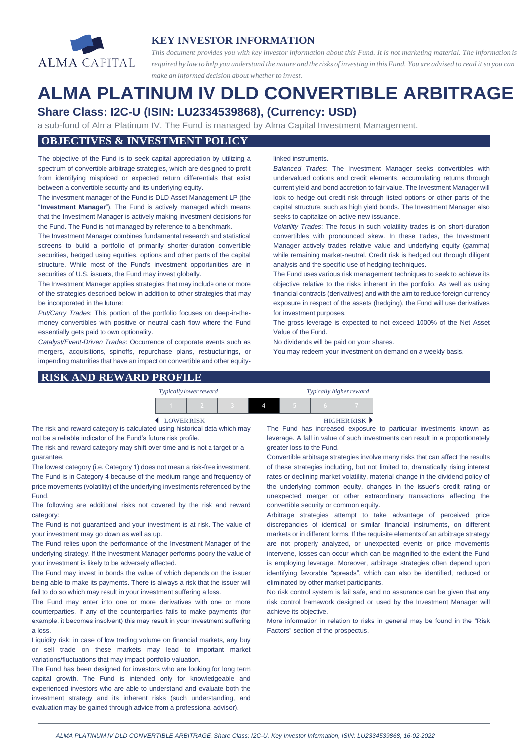ALMA CAPITAL

# KEY INVESTOR INFORMATION

*This document provides you with key investor information about this Fund. It is not marketing material. The information is required by law to help you understand the nature and the risks of investing in this Fund. You are advised to read it so you can make an informed decision about whether to invest.*

# ALMA PLATINUM IV DLD CONVERTIBLE ARBITRAGE

## Share Class: I2C-U (ISIN: LU2334539868), (Currency: USD)

a sub-fund of Alma Platinum IV. The Fund is managed by Alma Capital Investment Management.

## OBJECTIVES & INVESTMENT POLICY

The objective of the Fund is to seek capital appreciation by utilizing a spectrum of convertible arbitrage strategies, which are designed to profit from identifying mispriced or expected return differentials that exist between a convertible security and its underlying equity.

The investment manager of the Fund is DLD Asset Management LP (the "**Investment Manager**"). The Fund is actively managed which means that the Investment Manager is actively making investment decisions for the Fund. The Fund is not managed by reference to a benchmark.

The Investment Manager combines fundamental research and statistical screens to build a portfolio of primarily shorter-duration convertible securities, hedged using equities, options and other parts of the capital structure. While most of the Fund's investment opportunities are in securities of U.S. issuers, the Fund may invest globally.

The Investment Manager applies strategies that may include one or more of the strategies described below in addition to other strategies that may be incorporated in the future:

*Put/Carry Trades*: This portion of the portfolio focuses on deep-in-the-money convertibles with positive or neutral cash flow where the Fund essentially gets paid to own optionality.

*Catalyst/Event-Driven Trades*: Occurrence of corporate events such as mergers, acquisitions, spinoffs, repurchase plans, restructurings, or impending maturities that have an impact on convertible and other equity-linked instruments.

*Balanced Trades*: The Investment Manager seeks convertibles with undervalued options and credit elements, accumulating returns through current yield and bond accretion to fair value. The Investment Manager will look to hedge out credit risk through listed options or other parts of the capital structure, such as high yield bonds. The Investment Manager also seeks to capitalize on active new issuance.

*Volatility Trades*: The focus in such volatility trades is on short-duration convertibles with pronounced skew. In these trades, the Investment Manager actively trades relative value and underlying equity (gamma) while remaining market-neutral. Credit risk is hedged out through diligent analysis and the specific use of hedging techniques.

The Fund uses various risk management techniques to seek to achieve its objective relative to the risks inherent in the portfolio. As well as using financial contracts (derivatives) and with the aim to reduce foreign currency exposure in respect of the assets (hedging), the Fund will use derivatives for investment purposes.

The gross leverage is expected to not exceed 1000% of the Net Asset Value of the Fund.

No dividends will be paid on your shares.

You may redeem your investment on demand on a weekly basis.

## RISK AND REWARD PROFILE

| *Typically lower reward* | | | | | | *Typically higher reward* |
|---|---|---|---|---|---|---|
| 1 | 2 | 3 | **4** | 5 | 6 | 7 |
| ◄ LOWER RISK | | | | | | HIGHER RISK ► |

The risk and reward category is calculated using historical data which may not be a reliable indicator of the Fund's future risk profile.

The risk and reward category may shift over time and is not a target or a guarantee.

The lowest category (i.e. Category 1) does not mean a risk-free investment.

The Fund is in Category 4 because of the medium range and frequency of price movements (volatility) of the underlying investments referenced by the Fund.

The following are additional risks not covered by the risk and reward category:

The Fund is not guaranteed and your investment is at risk. The value of your investment may go down as well as up.

The Fund relies upon the performance of the Investment Manager of the underlying strategy. If the Investment Manager performs poorly the value of your investment is likely to be adversely affected.

The Fund may invest in bonds the value of which depends on the issuer being able to make its payments. There is always a risk that the issuer will fail to do so which may result in your investment suffering a loss.

The Fund may enter into one or more derivatives with one or more counterparties. If any of the counterparties fails to make payments (for example, it becomes insolvent) this may result in your investment suffering a loss.

Liquidity risk: in case of low trading volume on financial markets, any buy or sell trade on these markets may lead to important market variations/fluctuations that may impact portfolio valuation.

The Fund has been designed for investors who are looking for long term capital growth. The Fund is intended only for knowledgeable and experienced investors who are able to understand and evaluate both the investment strategy and its inherent risks (such understanding, and evaluation may be gained through advice from a professional advisor).

The Fund has increased exposure to particular investments known as leverage. A fall in value of such investments can result in a proportionately greater loss to the Fund.

Convertible arbitrage strategies involve many risks that can affect the results of these strategies including, but not limited to, dramatically rising interest rates or declining market volatility, material change in the dividend policy of the underlying common equity, changes in the issuer's credit rating or unexpected merger or other extraordinary transactions affecting the convertible security or common equity.

Arbitrage strategies attempt to take advantage of perceived price discrepancies of identical or similar financial instruments, on different markets or in different forms. If the requisite elements of an arbitrage strategy are not properly analyzed, or unexpected events or price movements intervene, losses can occur which can be magnified to the extent the Fund is employing leverage. Moreover, arbitrage strategies often depend upon identifying favorable "spreads", which can also be identified, reduced or eliminated by other market participants.

No risk control system is fail safe, and no assurance can be given that any risk control framework designed or used by the Investment Manager will achieve its objective.

More information in relation to risks in general may be found in the "Risk Factors" section of the prospectus.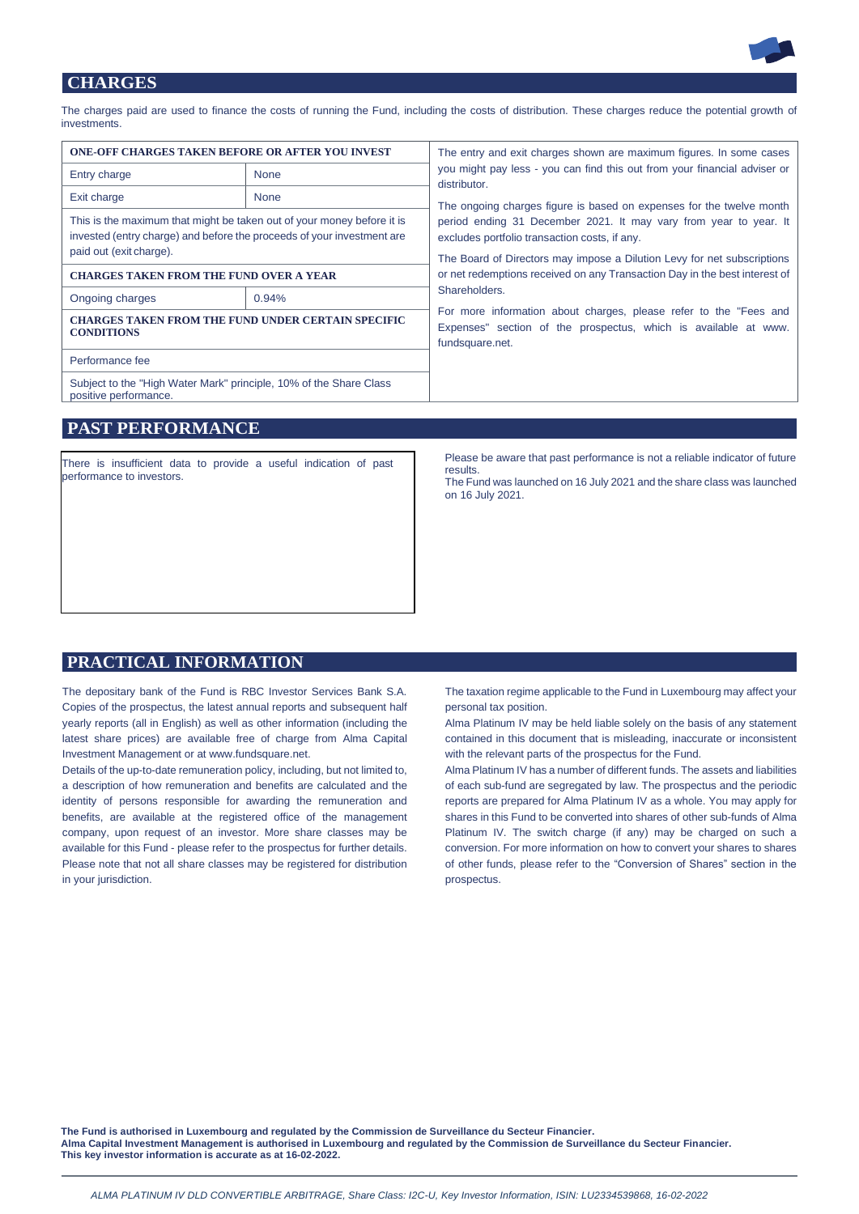## CHARGES

The charges paid are used to finance the costs of running the Fund, including the costs of distribution. These charges reduce the potential growth of investments.

| ONE-OFF CHARGES TAKEN BEFORE OR AFTER YOU INVEST | |
|---|---|
| Entry charge | None |
| Exit charge | None |
| This is the maximum that might be taken out of your money before it is invested (entry charge) and before the proceeds of your investment are paid out (exit charge). | |
| **CHARGES TAKEN FROM THE FUND OVER A YEAR** | |
| Ongoing charges | 0.94% |
| **CHARGES TAKEN FROM THE FUND UNDER CERTAIN SPECIFIC CONDITIONS** | |
| Performance fee | |
| Subject to the "High Water Mark" principle, 10% of the Share Class positive performance. | |

The entry and exit charges shown are maximum figures. In some cases you might pay less - you can find this out from your financial adviser or distributor.

The ongoing charges figure is based on expenses for the twelve month period ending 31 December 2021. It may vary from year to year. It excludes portfolio transaction costs, if any.

The Board of Directors may impose a Dilution Levy for net subscriptions or net redemptions received on any Transaction Day in the best interest of Shareholders.

For more information about charges, please refer to the "Fees and Expenses" section of the prospectus, which is available at www. fundsquare.net.

## PAST PERFORMANCE

There is insufficient data to provide a useful indication of past performance to investors.

Please be aware that past performance is not a reliable indicator of future results.
The Fund was launched on 16 July 2021 and the share class was launched on 16 July 2021.

## PRACTICAL INFORMATION

The depositary bank of the Fund is RBC Investor Services Bank S.A. Copies of the prospectus, the latest annual reports and subsequent half yearly reports (all in English) as well as other information (including the latest share prices) are available free of charge from Alma Capital Investment Management or at www.fundsquare.net.

Details of the up-to-date remuneration policy, including, but not limited to, a description of how remuneration and benefits are calculated and the identity of persons responsible for awarding the remuneration and benefits, are available at the registered office of the management company, upon request of an investor. More share classes may be available for this Fund - please refer to the prospectus for further details. Please note that not all share classes may be registered for distribution in your jurisdiction.

The taxation regime applicable to the Fund in Luxembourg may affect your personal tax position.

Alma Platinum IV may be held liable solely on the basis of any statement contained in this document that is misleading, inaccurate or inconsistent with the relevant parts of the prospectus for the Fund.

Alma Platinum IV has a number of different funds. The assets and liabilities of each sub-fund are segregated by law. The prospectus and the periodic reports are prepared for Alma Platinum IV as a whole. You may apply for shares in this Fund to be converted into shares of other sub-funds of Alma Platinum IV. The switch charge (if any) may be charged on such a conversion. For more information on how to convert your shares to shares of other funds, please refer to the "Conversion of Shares" section in the prospectus.

**The Fund is authorised in Luxembourg and regulated by the Commission de Surveillance du Secteur Financier.**
**Alma Capital Investment Management is authorised in Luxembourg and regulated by the Commission de Surveillance du Secteur Financier.**
**This key investor information is accurate as at 16-02-2022.**